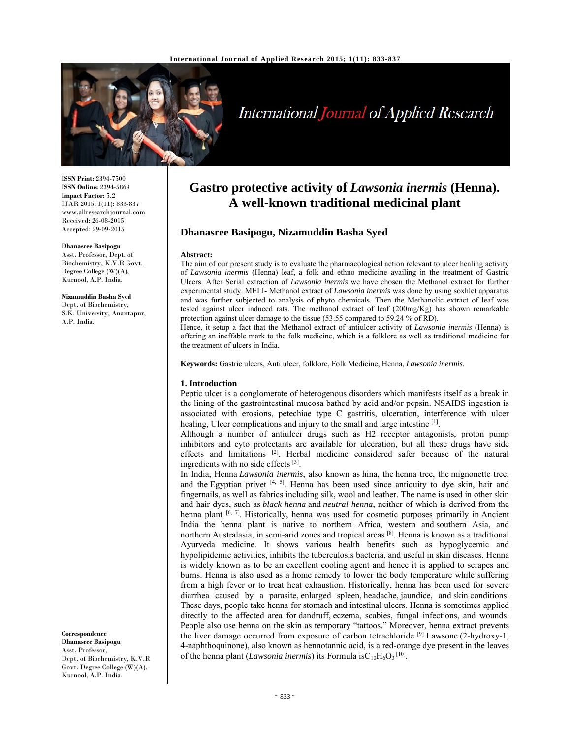**ISSN Print:** 2394-7500
**ISSN Online:** 2394-5869
**Impact Factor:** 5.2
IJAR 2015; 1(11): 833-837
www.allresearchjournal.com
Received: 26-08-2015
Accepted: 29-09-2015

**Dhanasree Basipogu**
Asst. Professor, Dept. of Biochemistry, K.V.R Govt. Degree College (W)(A), Kurnool, A.P. India.

**Nizamuddin Basha Syed**
Dept. of Biochemistry, S.K. University, Anantapur, A.P. India.

**Correspondence**
**Dhanasree Basipogu**
Asst. Professor, Dept. of Biochemistry, K.V.R Govt. Degree College (W)(A), Kurnool, A.P. India.

# Gastro protective activity of *Lawsonia inermis* (Henna). A well-known traditional medicinal plant

## Dhanasree Basipogu, Nizamuddin Basha Syed

**Abstract:**
The aim of our present study is to evaluate the pharmacological action relevant to ulcer healing activity of *Lawsonia inermis* (Henna) leaf, a folk and ethno medicine availing in the treatment of Gastric Ulcers. After Serial extraction of *Lawsonia inermis* we have chosen the Methanol extract for further experimental study. MELI- Methanol extract of *Lawsonia inermis* was done by using soxhlet apparatus and was further subjected to analysis of phyto chemicals. Then the Methanolic extract of leaf was tested against ulcer induced rats. The methanol extract of leaf (200mg/Kg) has shown remarkable protection against ulcer damage to the tissue (53.55 compared to 59.24 % of RD).
Hence, it setup a fact that the Methanol extract of antiulcer activity of *Lawsonia inermis* (Henna) is offering an ineffable mark to the folk medicine, which is a folklore as well as traditional medicine for the treatment of ulcers in India.

**Keywords:** Gastric ulcers, Anti ulcer, folklore, Folk Medicine, Henna, *Lawsonia inermis.*

### 1. Introduction

Peptic ulcer is a conglomerate of heterogenous disorders which manifests itself as a break in the lining of the gastrointestinal mucosa bathed by acid and/or pepsin. NSAIDS ingestion is associated with erosions, petechiae type C gastritis, ulceration, interference with ulcer healing, Ulcer complications and injury to the small and large intestine [1].

Although a number of antiulcer drugs such as H2 receptor antagonists, proton pump inhibitors and cyto protectants are available for ulceration, but all these drugs have side effects and limitations [2]. Herbal medicine considered safer because of the natural ingredients with no side effects [3].

In India, Henna *Lawsonia inermis*, also known as hina, the henna tree, the mignonette tree, and the Egyptian privet [4, 5]. Henna has been used since antiquity to dye skin, hair and fingernails, as well as fabrics including silk, wool and leather. The name is used in other skin and hair dyes, such as *black henna* and *neutral henna*, neither of which is derived from the henna plant [6, 7]. Historically, henna was used for cosmetic purposes primarily in Ancient India the henna plant is native to northern Africa, western and southern Asia, and northern Australasia, in semi-arid zones and tropical areas [8]. Henna is known as a traditional Ayurveda medicine. It shows various health benefits such as hypoglycemic and hypolipidemic activities, inhibits the tuberculosis bacteria, and useful in skin diseases. Henna is widely known as to be an excellent cooling agent and hence it is applied to scrapes and burns. Henna is also used as a home remedy to lower the body temperature while suffering from a high fever or to treat heat exhaustion. Historically, henna has been used for severe diarrhea caused by a parasite, enlarged spleen, headache, jaundice, and skin conditions. These days, people take henna for stomach and intestinal ulcers. Henna is sometimes applied directly to the affected area for dandruff, eczema, scabies, fungal infections, and wounds. People also use henna on the skin as temporary "tattoos." Moreover, henna extract prevents the liver damage occurred from exposure of carbon tetrachloride [9] Lawsone (2-hydroxy-1, 4-naphthoquinone), also known as hennotannic acid, is a red-orange dye present in the leaves of the henna plant (*Lawsonia inermis*) its Formula is$C_{10}H_6O_3$ [10].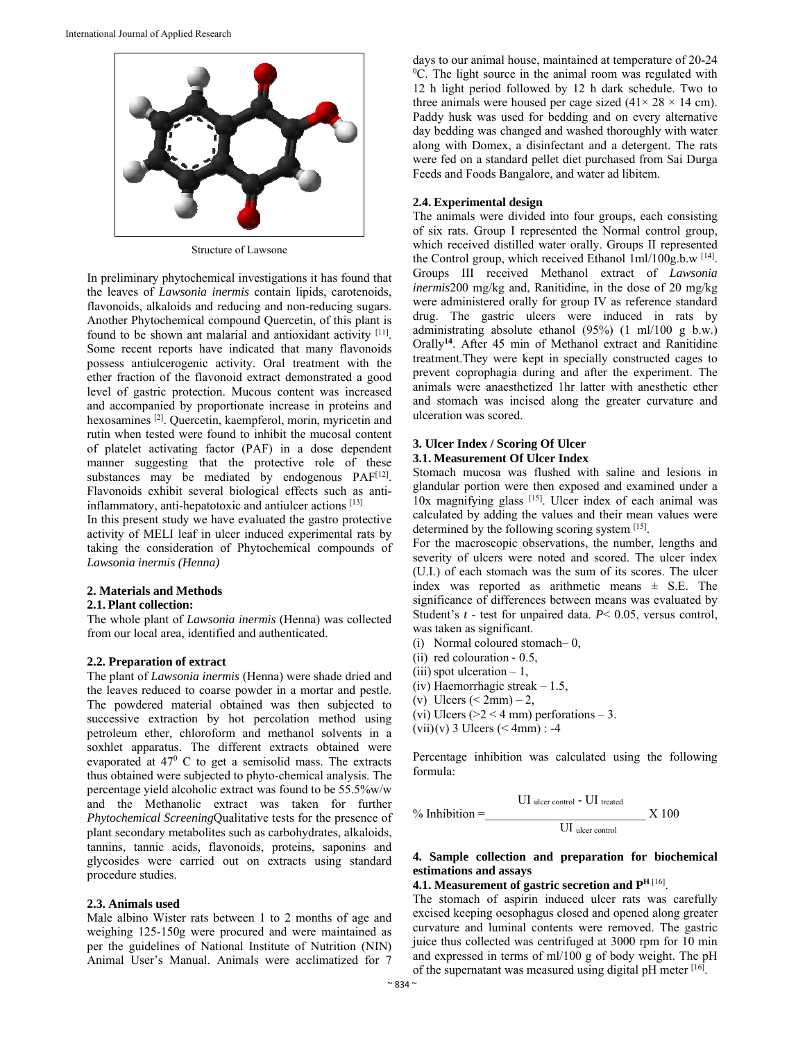Structure of Lawsone

In preliminary phytochemical investigations it has found that the leaves of *Lawsonia inermis* contain lipids, carotenoids, flavonoids, alkaloids and reducing and non-reducing sugars. Another Phytochemical compound Quercetin, of this plant is found to be shown ant malarial and antioxidant activity [11]. Some recent reports have indicated that many flavonoids possess antiulcerogenic activity. Oral treatment with the ether fraction of the flavonoid extract demonstrated a good level of gastric protection. Mucous content was increased and accompanied by proportionate increase in proteins and hexosamines [2]. Quercetin, kaempferol, morin, myricetin and rutin when tested were found to inhibit the mucosal content of platelet activating factor (PAF) in a dose dependent manner suggesting that the protective role of these substances may be mediated by endogenous PAF[12]. Flavonoids exhibit several biological effects such as anti-inflammatory, anti-hepatotoxic and antiulcer actions [13]

In this present study we have evaluated the gastro protective activity of MELI leaf in ulcer induced experimental rats by taking the consideration of Phytochemical compounds of *Lawsonia inermis (Henna)*

## 2. Materials and Methods

### 2.1. Plant collection:

The whole plant of *Lawsonia inermis* (Henna) was collected from our local area, identified and authenticated.

### 2.2. Preparation of extract

The plant of *Lawsonia inermis* (Henna) were shade dried and the leaves reduced to coarse powder in a mortar and pestle. The powdered material obtained was then subjected to successive extraction by hot percolation method using petroleum ether, chloroform and methanol solvents in a soxhlet apparatus. The different extracts obtained were evaporated at $47^0$ C to get a semisolid mass. The extracts thus obtained were subjected to phyto-chemical analysis. The percentage yield alcoholic extract was found to be 55.5%w/w and the Methanolic extract was taken for further *Phytochemical Screening*Qualitative tests for the presence of plant secondary metabolites such as carbohydrates, alkaloids, tannins, tannic acids, flavonoids, proteins, saponins and glycosides were carried out on extracts using standard procedure studies.

### 2.3. Animals used

Male albino Wister rats between 1 to 2 months of age and weighing 125-150g were procured and were maintained as per the guidelines of National Institute of Nutrition (NIN) Animal User's Manual. Animals were acclimatized for 7 days to our animal house, maintained at temperature of 20-24 $^0$C. The light source in the animal room was regulated with 12 h light period followed by 12 h dark schedule. Two to three animals were housed per cage sized (41× 28 × 14 cm). Paddy husk was used for bedding and on every alternative day bedding was changed and washed thoroughly with water along with Domex, a disinfectant and a detergent. The rats were fed on a standard pellet diet purchased from Sai Durga Feeds and Foods Bangalore, and water ad libitem.

### 2.4. Experimental design

The animals were divided into four groups, each consisting of six rats. Group I represented the Normal control group, which received distilled water orally. Groups II represented the Control group, which received Ethanol 1ml/100g.b.w [14]. Groups III received Methanol extract of *Lawsonia inermis*200 mg/kg and, Ranitidine, in the dose of 20 mg/kg were administered orally for group IV as reference standard drug. The gastric ulcers were induced in rats by administrating absolute ethanol (95%) (1 ml/100 g b.w.) Orally**14**. After 45 min of Methanol extract and Ranitidine treatment.They were kept in specially constructed cages to prevent coprophagia during and after the experiment. The animals were anaesthetized 1hr latter with anesthetic ether and stomach was incised along the greater curvature and ulceration was scored.

## 3. Ulcer Index / Scoring Of Ulcer

### 3.1. Measurement Of Ulcer Index

Stomach mucosa was flushed with saline and lesions in glandular portion were then exposed and examined under a 10x magnifying glass [15]. Ulcer index of each animal was calculated by adding the values and their mean values were determined by the following scoring system [15].

For the macroscopic observations, the number, lengths and severity of ulcers were noted and scored. The ulcer index (U.I.) of each stomach was the sum of its scores. The ulcer index was reported as arithmetic means ± S.E. The significance of differences between means was evaluated by Student's *t* - test for unpaired data. $P< 0.05$, versus control, was taken as significant.

(i) Normal coloured stomach– 0,
(ii) red colouration - 0.5,
(iii) spot ulceration – 1,
(iv) Haemorrhagic streak – 1.5,
(v) Ulcers (< 2mm) – 2,
(vi) Ulcers (>2 < 4 mm) perforations – 3.
(vii)(v) 3 Ulcers (< 4mm) : -4

Percentage inhibition was calculated using the following formula:

$$\% \text{ Inhibition} = \frac{UI_{\text{ulcer control}} - UI_{\text{treated}}}{UI_{\text{ulcer control}}} \times 100$$

## 4. Sample collection and preparation for biochemical estimations and assays

### 4.1. Measurement of gastric secretion and $P^H$ [16].

The stomach of aspirin induced ulcer rats was carefully excised keeping oesophagus closed and opened along greater curvature and luminal contents were removed. The gastric juice thus collected was centrifuged at 3000 rpm for 10 min and expressed in terms of ml/100 g of body weight. The pH of the supernatant was measured using digital pH meter [16].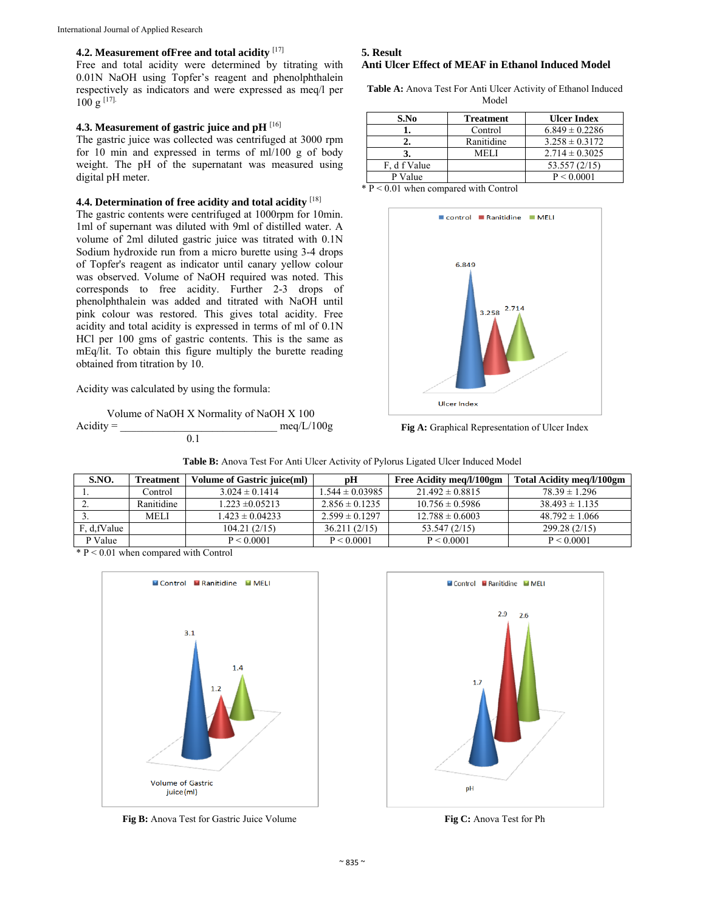### 4.2. Measurement of Free and total acidity [17]

Free and total acidity were determined by titrating with 0.01N NaOH using Topfer's reagent and phenolphthalein respectively as indicators and were expressed as meq/l per 100 g [17].

### 4.3. Measurement of gastric juice and pH [16]

The gastric juice was collected was centrifuged at 3000 rpm for 10 min and expressed in terms of ml/100 g of body weight. The pH of the supernatant was measured using digital pH meter.

### 4.4. Determination of free acidity and total acidity [18]

The gastric contents were centrifuged at 1000rpm for 10min. 1ml of supernant was diluted with 9ml of distilled water. A volume of 2ml diluted gastric juice was titrated with 0.1N Sodium hydroxide run from a micro burette using 3-4 drops of Topfer's reagent as indicator until canary yellow colour was observed. Volume of NaOH required was noted. This corresponds to free acidity. Further 2-3 drops of phenolphthalein was added and titrated with NaOH until pink colour was restored. This gives total acidity. Free acidity and total acidity is expressed in terms of ml of 0.1N HCl per 100 gms of gastric contents. This is the same as mEq/lit. To obtain this figure multiply the burette reading obtained from titration by 10.

Acidity was calculated by using the formula:

$$\text{Acidity} = \frac{\text{Volume of NaOH X Normality of NaOH X 100}}{0.1} \text{ meq/L/100g}$$

## 5. Result

### Anti Ulcer Effect of MEAF in Ethanol Induced Model

**Table A:** Anova Test For Anti Ulcer Activity of Ethanol Induced Model

| S.No | Treatment | Ulcer Index |
|---|---|---|
| 1. | Control | 6.849 ± 0.2286 |
| 2. | Ranitidine | 3.258 ± 0.3172 |
| 3. | MELI | 2.714 ± 0.3025 |
| F, d f Value | | 53.557 (2/15) |
| P Value | | P < 0.0001 |

* P < 0.01 when compared with Control

**Fig A:** Graphical Representation of Ulcer Index

**Table B:** Anova Test For Anti Ulcer Activity of Pylorus Ligated Ulcer Induced Model

| S.NO. | Treatment | Volume of Gastric juice(ml) | pH | Free Acidity meq/l/100gm | Total Acidity meq/l/100gm |
|---|---|---|---|---|---|
| 1. | Control | 3.024 ± 0.1414 | 1.544 ± 0.03985 | 21.492 ± 0.8815 | 78.39 ± 1.296 |
| 2. | Ranitidine | 1.223 ±0.05213 | 2.856 ± 0.1235 | 10.756 ± 0.5986 | 38.493 ± 1.135 |
| 3. | MELI | 1.423 ± 0.04233 | 2.599 ± 0.1297 | 12.788 ± 0.6003 | 48.792 ± 1.066 |
| F, d,fValue | | 104.21 (2/15) | 36.211 (2/15) | 53.547 (2/15) | 299.28 (2/15) |
| P Value | | P < 0.0001 | P < 0.0001 | P < 0.0001 | P < 0.0001 |

* P < 0.01 when compared with Control

**Fig B:** Anova Test for Gastric Juice Volume

**Fig C:** Anova Test for Ph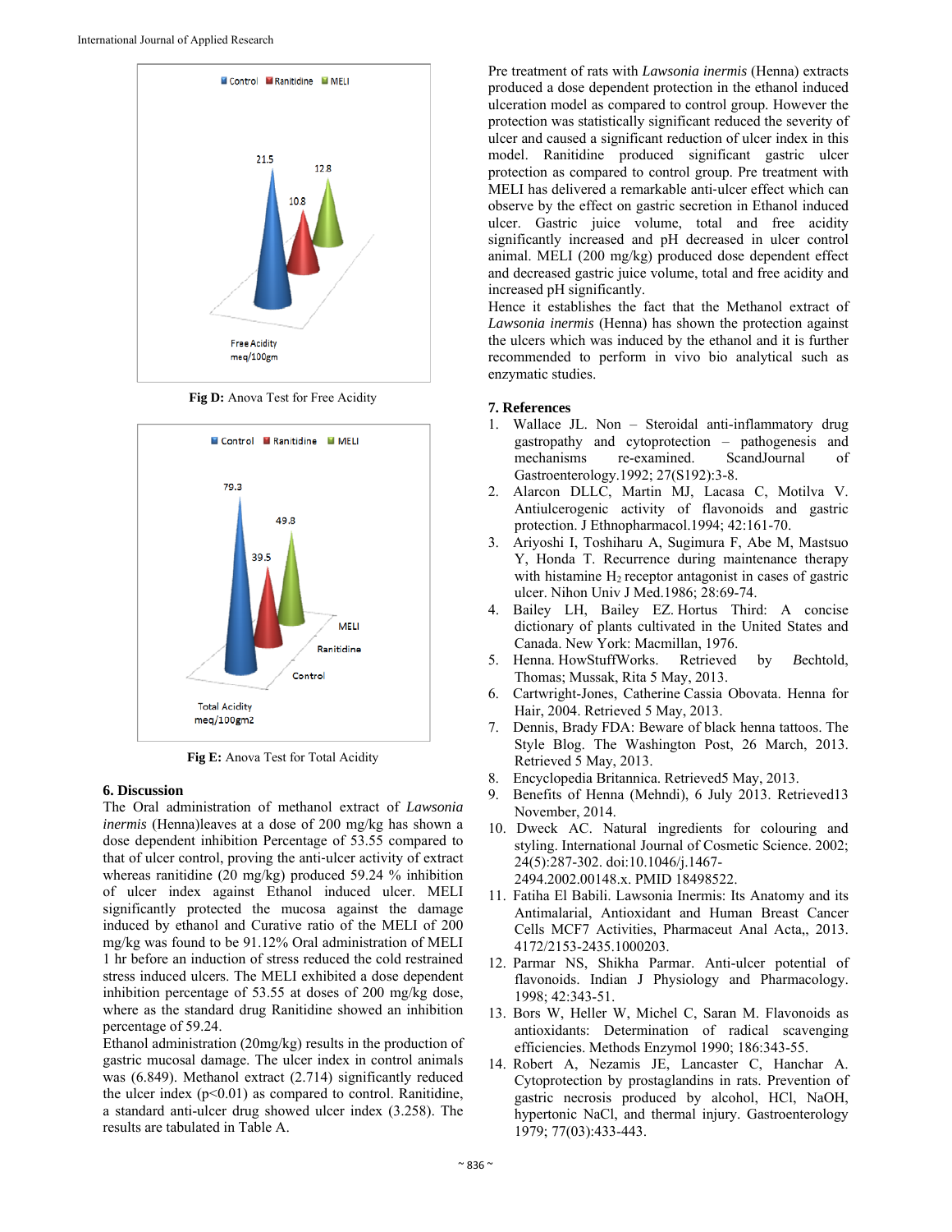Fig D: Anova Test for Free Acidity

Fig E: Anova Test for Total Acidity

## 6. Discussion

The Oral administration of methanol extract of *Lawsonia inermis* (Henna)leaves at a dose of 200 mg/kg has shown a dose dependent inhibition Percentage of 53.55 compared to that of ulcer control, proving the anti-ulcer activity of extract whereas ranitidine (20 mg/kg) produced 59.24 % inhibition of ulcer index against Ethanol induced ulcer. MELI significantly protected the mucosa against the damage induced by ethanol and Curative ratio of the MELI of 200 mg/kg was found to be 91.12% Oral administration of MELI 1 hr before an induction of stress reduced the cold restrained stress induced ulcers. The MELI exhibited a dose dependent inhibition percentage of 53.55 at doses of 200 mg/kg dose, where as the standard drug Ranitidine showed an inhibition percentage of 59.24.

Ethanol administration (20mg/kg) results in the production of gastric mucosal damage. The ulcer index in control animals was (6.849). Methanol extract (2.714) significantly reduced the ulcer index ($p<0.01$) as compared to control. Ranitidine, a standard anti-ulcer drug showed ulcer index (3.258). The results are tabulated in Table A.

Pre treatment of rats with *Lawsonia inermis* (Henna) extracts produced a dose dependent protection in the ethanol induced ulceration model as compared to control group. However the protection was statistically significant reduced the severity of ulcer and caused a significant reduction of ulcer index in this model. Ranitidine produced significant gastric ulcer protection as compared to control group. Pre treatment with MELI has delivered a remarkable anti-ulcer effect which can observe by the effect on gastric secretion in Ethanol induced ulcer. Gastric juice volume, total and free acidity significantly increased and pH decreased in ulcer control animal. MELI (200 mg/kg) produced dose dependent effect and decreased gastric juice volume, total and free acidity and increased pH significantly.

Hence it establishes the fact that the Methanol extract of *Lawsonia inermis* (Henna) has shown the protection against the ulcers which was induced by the ethanol and it is further recommended to perform in vivo bio analytical such as enzymatic studies.

## 7. References

1. Wallace JL. Non – Steroidal anti-inflammatory drug gastropathy and cytoprotection – pathogenesis and mechanisms re-examined. ScandJournal of Gastroenterology.1992; 27(S192):3-8.
2. Alarcon DLLC, Martin MJ, Lacasa C, Motilva V. Antiulcerogenic activity of flavonoids and gastric protection. J Ethnopharmacol.1994; 42:161-70.
3. Ariyoshi I, Toshiharu A, Sugimura F, Abe M, Mastsuo Y, Honda T. Recurrence during maintenance therapy with histamine $H_2$ receptor antagonist in cases of gastric ulcer. Nihon Univ J Med.1986; 28:69-74.
4. Bailey LH, Bailey EZ. Hortus Third: A concise dictionary of plants cultivated in the United States and Canada. New York: Macmillan, 1976.
5. Henna. HowStuffWorks. Retrieved by Bechtold, Thomas; Mussak, Rita 5 May, 2013.
6. Cartwright-Jones, Catherine Cassia Obovata. Henna for Hair, 2004. Retrieved 5 May, 2013.
7. Dennis, Brady FDA: Beware of black henna tattoos. The Style Blog. The Washington Post, 26 March, 2013. Retrieved 5 May, 2013.
8. Encyclopedia Britannica. Retrieved5 May, 2013.
9. Benefits of Henna (Mehndi), 6 July 2013. Retrieved13 November, 2014.
10. Dweck AC. Natural ingredients for colouring and styling. International Journal of Cosmetic Science. 2002; 24(5):287-302. doi:10.1046/j.1467-2494.2002.00148.x. PMID 18498522.
11. Fatiha El Babili. Lawsonia Inermis: Its Anatomy and its Antimalarial, Antioxidant and Human Breast Cancer Cells MCF7 Activities, Pharmaceut Anal Acta,, 2013. 4172/2153-2435.1000203.
12. Parmar NS, Shikha Parmar. Anti-ulcer potential of flavonoids. Indian J Physiology and Pharmacology. 1998; 42:343-51.
13. Bors W, Heller W, Michel C, Saran M. Flavonoids as antioxidants: Determination of radical scavenging efficiencies. Methods Enzymol 1990; 186:343-55.
14. Robert A, Nezamis JE, Lancaster C, Hanchar A. Cytoprotection by prostaglandins in rats. Prevention of gastric necrosis produced by alcohol, HCl, NaOH, hypertonic NaCl, and thermal injury. Gastroenterology 1979; 77(03):433-443.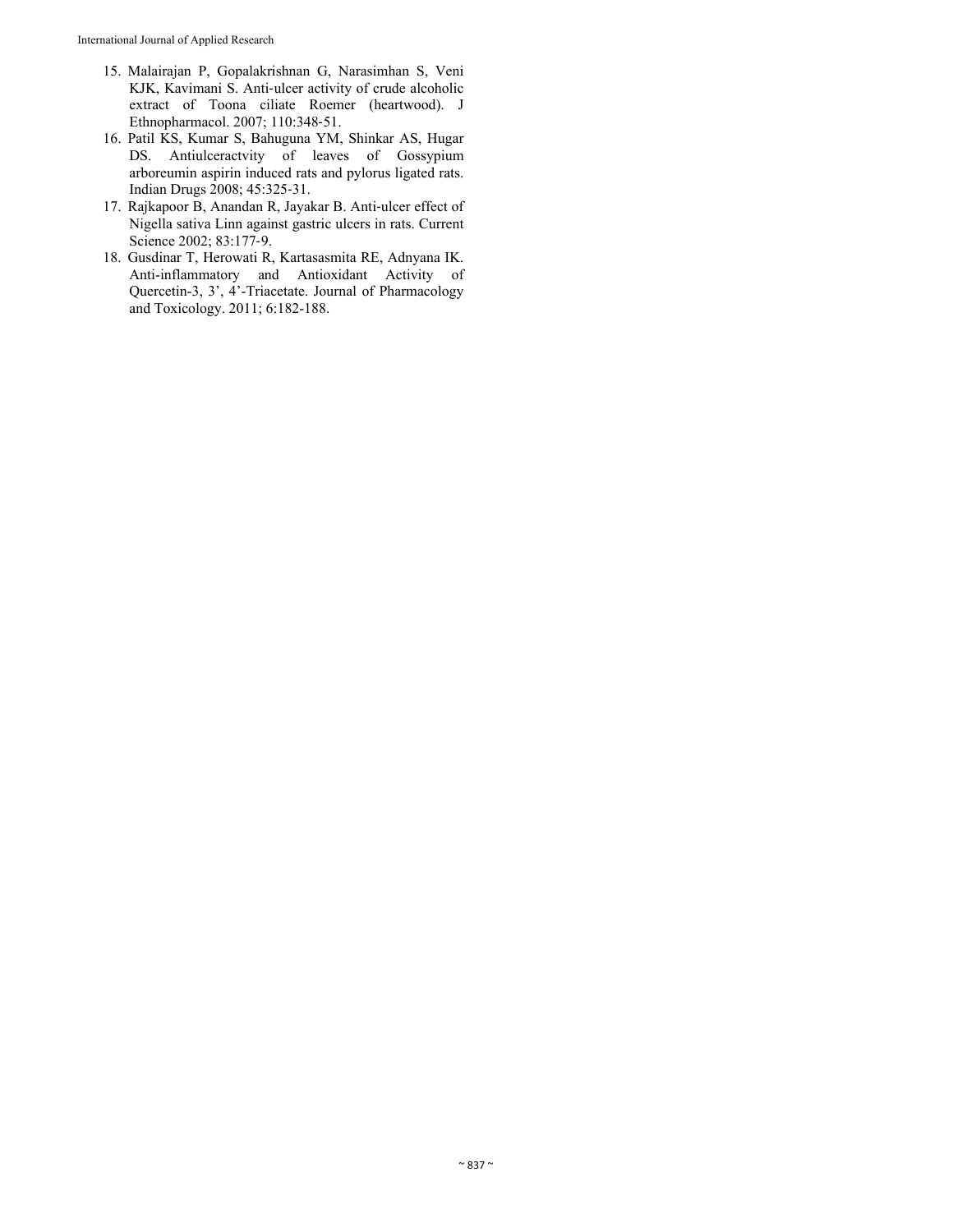15. Malairajan P, Gopalakrishnan G, Narasimhan S, Veni KJK, Kavimani S. Anti-ulcer activity of crude alcoholic extract of Toona ciliate Roemer (heartwood). J Ethnopharmacol. 2007; 110:348-51.
16. Patil KS, Kumar S, Bahuguna YM, Shinkar AS, Hugar DS. Antiulceractvity of leaves of Gossypium arboreumin aspirin induced rats and pylorus ligated rats. Indian Drugs 2008; 45:325-31.
17. Rajkapoor B, Anandan R, Jayakar B. Anti-ulcer effect of Nigella sativa Linn against gastric ulcers in rats. Current Science 2002; 83:177-9.
18. Gusdinar T, Herowati R, Kartasasmita RE, Adnyana IK. Anti-inflammatory and Antioxidant Activity of Quercetin-3, 3', 4'-Triacetate. Journal of Pharmacology and Toxicology. 2011; 6:182-188.